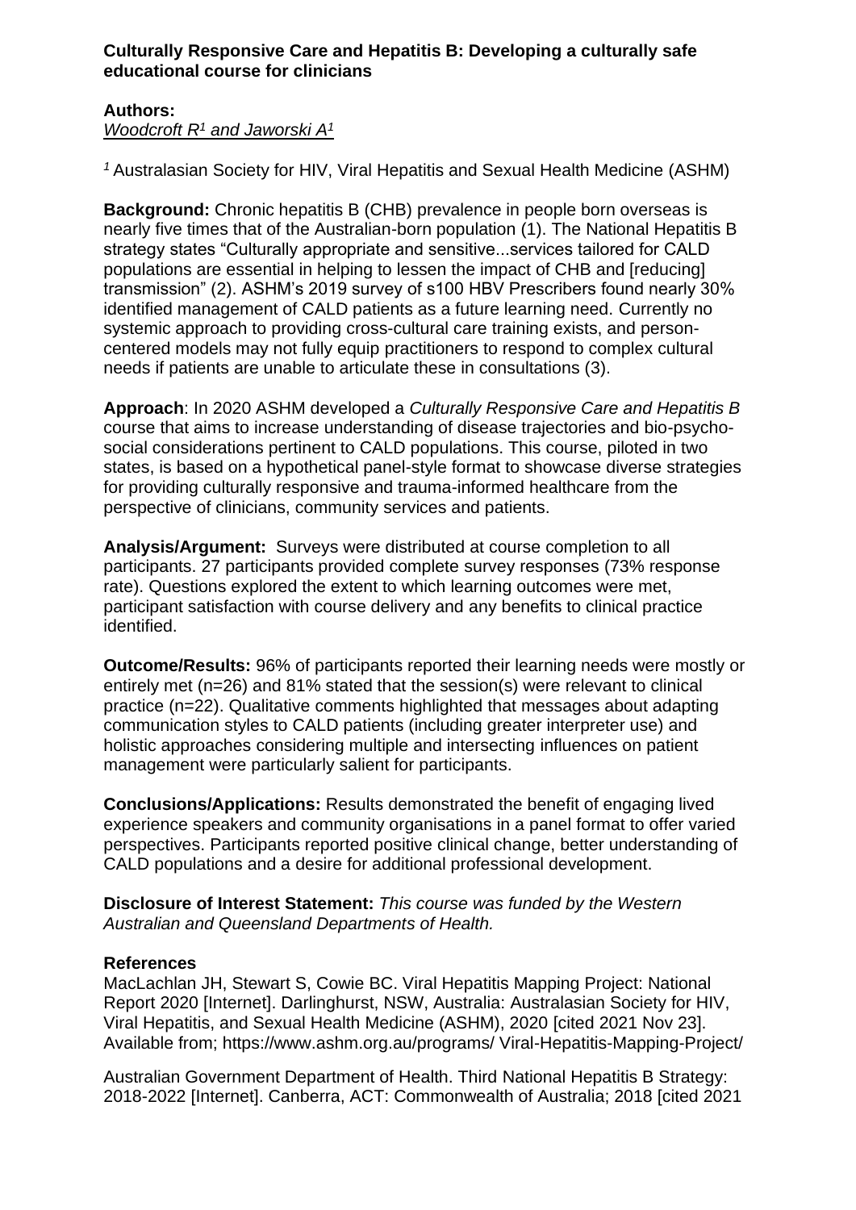**Culturally Responsive Care and Hepatitis B: Developing a culturally safe educational course for clinicians**

**Authors:**
*Woodcroft R[1] and Jaworski A[1]*

[1] Australasian Society for HIV, Viral Hepatitis and Sexual Health Medicine (ASHM)

**Background:** Chronic hepatitis B (CHB) prevalence in people born overseas is nearly five times that of the Australian-born population (1). The National Hepatitis B strategy states "Culturally appropriate and sensitive...services tailored for CALD populations are essential in helping to lessen the impact of CHB and [reducing] transmission" (2). ASHM's 2019 survey of s100 HBV Prescribers found nearly 30% identified management of CALD patients as a future learning need. Currently no systemic approach to providing cross-cultural care training exists, and person-centered models may not fully equip practitioners to respond to complex cultural needs if patients are unable to articulate these in consultations (3).

**Approach**: In 2020 ASHM developed a *Culturally Responsive Care and Hepatitis B* course that aims to increase understanding of disease trajectories and bio-psycho-social considerations pertinent to CALD populations. This course, piloted in two states, is based on a hypothetical panel-style format to showcase diverse strategies for providing culturally responsive and trauma-informed healthcare from the perspective of clinicians, community services and patients.

**Analysis/Argument:** Surveys were distributed at course completion to all participants. 27 participants provided complete survey responses (73% response rate). Questions explored the extent to which learning outcomes were met, participant satisfaction with course delivery and any benefits to clinical practice identified.

**Outcome/Results:** 96% of participants reported their learning needs were mostly or entirely met (n=26) and 81% stated that the session(s) were relevant to clinical practice (n=22). Qualitative comments highlighted that messages about adapting communication styles to CALD patients (including greater interpreter use) and holistic approaches considering multiple and intersecting influences on patient management were particularly salient for participants.

**Conclusions/Applications:** Results demonstrated the benefit of engaging lived experience speakers and community organisations in a panel format to offer varied perspectives. Participants reported positive clinical change, better understanding of CALD populations and a desire for additional professional development.

**Disclosure of Interest Statement:** *This course was funded by the Western Australian and Queensland Departments of Health.*

**References**

MacLachlan JH, Stewart S, Cowie BC. Viral Hepatitis Mapping Project: National Report 2020 [Internet]. Darlinghurst, NSW, Australia: Australasian Society for HIV, Viral Hepatitis, and Sexual Health Medicine (ASHM), 2020 [cited 2021 Nov 23]. Available from; https://www.ashm.org.au/programs/ Viral-Hepatitis-Mapping-Project/

Australian Government Department of Health. Third National Hepatitis B Strategy: 2018-2022 [Internet]. Canberra, ACT: Commonwealth of Australia; 2018 [cited 2021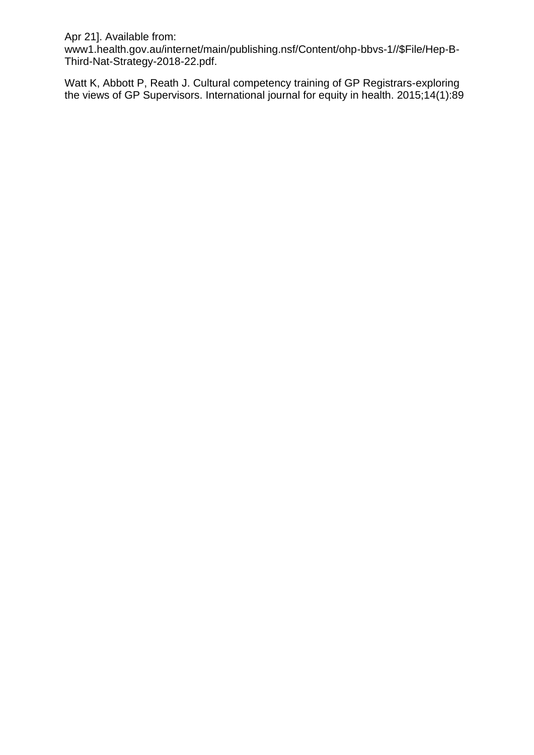Apr 21]. Available from: www1.health.gov.au/internet/main/publishing.nsf/Content/ohp-bbvs-1//$File/Hep-B-Third-Nat-Strategy-2018-22.pdf.

Watt K, Abbott P, Reath J. Cultural competency training of GP Registrars-exploring the views of GP Supervisors. International journal for equity in health. 2015;14(1):89